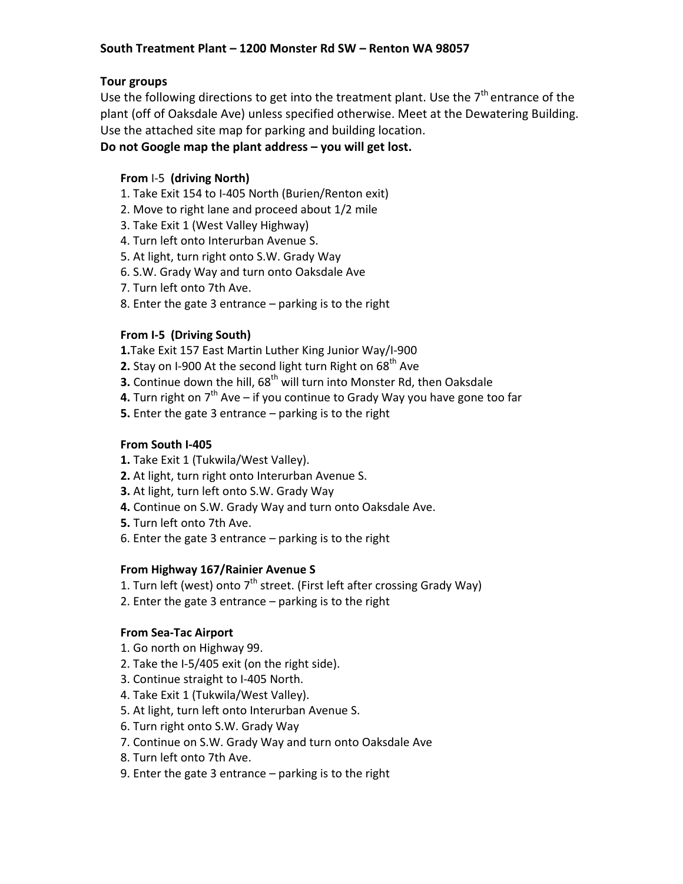**South Treatment Plant – 1200 Monster Rd SW – Renton WA 98057**

**Tour groups**

Use the following directions to get into the treatment plant. Use the 7th entrance of the plant (off of Oaksdale Ave) unless specified otherwise. Meet at the Dewatering Building. Use the attached site map for parking and building location.

**Do not Google map the plant address – you will get lost.**

**From** I-5 **(driving North)**

1. Take Exit 154 to I-405 North (Burien/Renton exit)
2. Move to right lane and proceed about 1/2 mile
3. Take Exit 1 (West Valley Highway)
4. Turn left onto Interurban Avenue S.
5. At light, turn right onto S.W. Grady Way
6. S.W. Grady Way and turn onto Oaksdale Ave
7. Turn left onto 7th Ave.
8. Enter the gate 3 entrance – parking is to the right

**From I-5 (Driving South)**

**1.** Take Exit 157 East Martin Luther King Junior Way/I-900
**2.** Stay on I-900 At the second light turn Right on 68th Ave
**3.** Continue down the hill, 68th will turn into Monster Rd, then Oaksdale
**4.** Turn right on 7th Ave – if you continue to Grady Way you have gone too far
**5.** Enter the gate 3 entrance – parking is to the right

**From South I-405**

**1.** Take Exit 1 (Tukwila/West Valley).
**2.** At light, turn right onto Interurban Avenue S.
**3.** At light, turn left onto S.W. Grady Way
**4.** Continue on S.W. Grady Way and turn onto Oaksdale Ave.
**5.** Turn left onto 7th Ave.
6. Enter the gate 3 entrance – parking is to the right

**From Highway 167/Rainier Avenue S**

1. Turn left (west) onto 7th street. (First left after crossing Grady Way)
2. Enter the gate 3 entrance – parking is to the right

**From Sea-Tac Airport**

1. Go north on Highway 99.
2. Take the I-5/405 exit (on the right side).
3. Continue straight to I-405 North.
4. Take Exit 1 (Tukwila/West Valley).
5. At light, turn left onto Interurban Avenue S.
6. Turn right onto S.W. Grady Way
7. Continue on S.W. Grady Way and turn onto Oaksdale Ave
8. Turn left onto 7th Ave.
9. Enter the gate 3 entrance – parking is to the right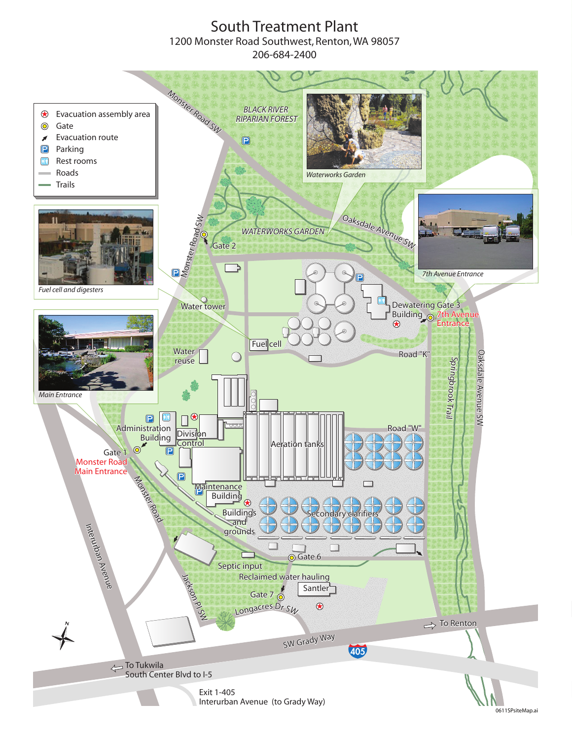# South Treatment Plant

1200 Monster Road Southwest, Renton, WA 98057

206-684-2400

- Evacuation assembly area
- Gate
- Evacuation route
- Parking
- Rest rooms
- Roads
- Trails

*Fuel cell and digesters*

*Main Entrance*

*Waterworks Garden*

*7th Avenue Entrance*

BLACK RIVER RIPARIAN FOREST

WATERWORKS GARDEN

Monster Road SW

Oaksdale Avenue SW

Gate 2

Water tower

Fuel cell

Water reuse

Dewatering Building

Gate 3

7th Avenue Entrance

Road "K"

Road "W"

Springbrook Trail

Administration Building

Division Control

Gate 1

Monster Road Main Entrance

Aeration tanks

Maintenance Building

Buildings and grounds

Secondary clarifiers

Gate 6

Septic input

Reclaimed water hauling

Santler

Gate 7

Longacres Dr SW

Jackson Pl SW

Interurban Avenue

SW Grady Way

405

To Renton

To Tukwila

South Center Blvd to I-5

Exit 1-405

Interurban Avenue (to Grady Way)

0611SPsiteMap.ai